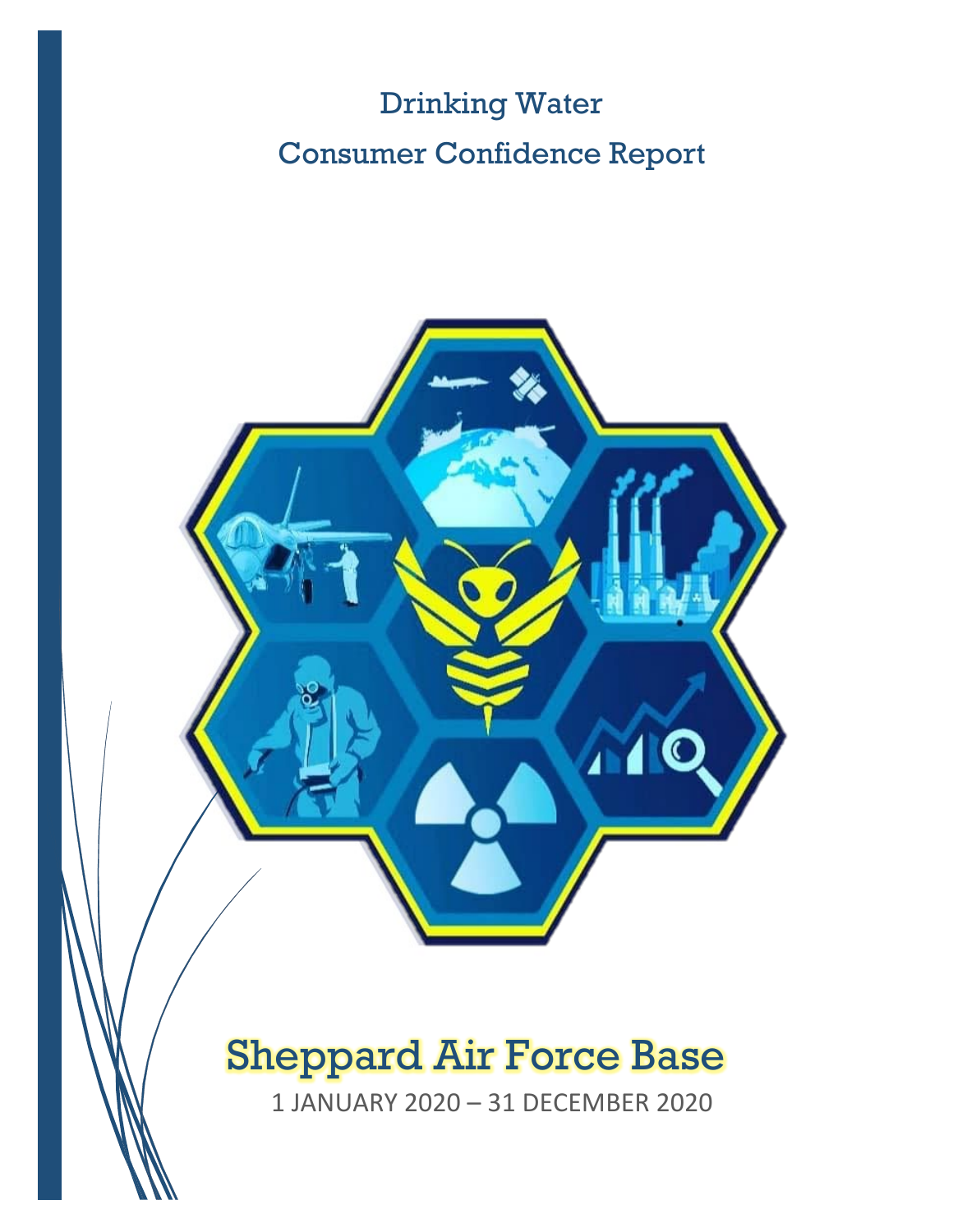# Drinking Water Consumer Confidence Report

## Sheppard Air Force Base

1 JANUARY 2020 – 31 DECEMBER 2020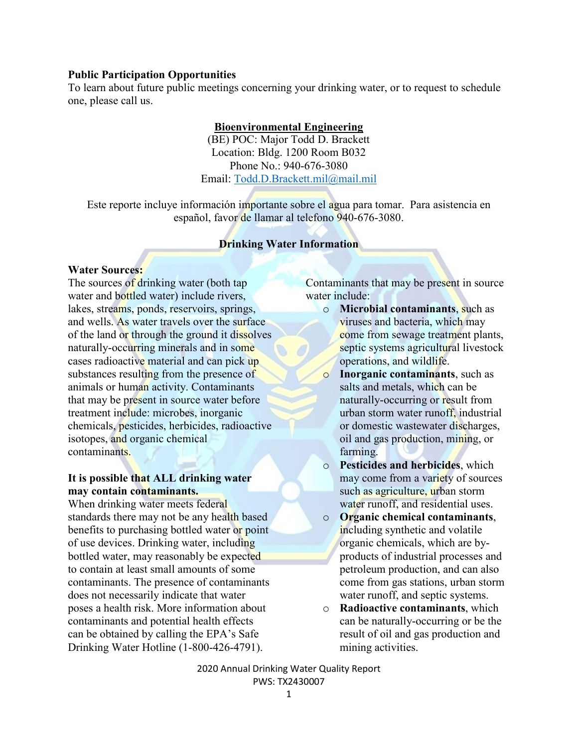**Public Participation Opportunities**

To learn about future public meetings concerning your drinking water, or to request to schedule one, please call us.

**Bioenvironmental Engineering**

(BE) POC: Major Todd D. Brackett
Location: Bldg. 1200 Room B032
Phone No.: 940-676-3080
Email: Todd.D.Brackett.mil@mail.mil

Este reporte incluye información importante sobre el agua para tomar. Para asistencia en español, favor de llamar al telefono 940-676-3080.

## Drinking Water Information

**Water Sources:**

The sources of drinking water (both tap water and bottled water) include rivers, lakes, streams, ponds, reservoirs, springs, and wells. As water travels over the surface of the land or through the ground it dissolves naturally-occurring minerals and in some cases radioactive material and can pick up substances resulting from the presence of animals or human activity. Contaminants that may be present in source water before treatment include: microbes, inorganic chemicals, pesticides, herbicides, radioactive isotopes, and organic chemical contaminants.

**It is possible that ALL drinking water may contain contaminants.**

When drinking water meets federal standards there may not be any health based benefits to purchasing bottled water or point of use devices. Drinking water, including bottled water, may reasonably be expected to contain at least small amounts of some contaminants. The presence of contaminants does not necessarily indicate that water poses a health risk. More information about contaminants and potential health effects can be obtained by calling the EPA's Safe Drinking Water Hotline (1-800-426-4791).

Contaminants that may be present in source water include:

- **Microbial contaminants**, such as viruses and bacteria, which may come from sewage treatment plants, septic systems agricultural livestock operations, and wildlife.
- **Inorganic contaminants**, such as salts and metals, which can be naturally-occurring or result from urban storm water runoff, industrial or domestic wastewater discharges, oil and gas production, mining, or farming.
- **Pesticides and herbicides**, which may come from a variety of sources such as agriculture, urban storm water runoff, and residential uses.
- **Organic chemical contaminants**, including synthetic and volatile organic chemicals, which are by-products of industrial processes and petroleum production, and can also come from gas stations, urban storm water runoff, and septic systems.
- **Radioactive contaminants**, which can be naturally-occurring or be the result of oil and gas production and mining activities.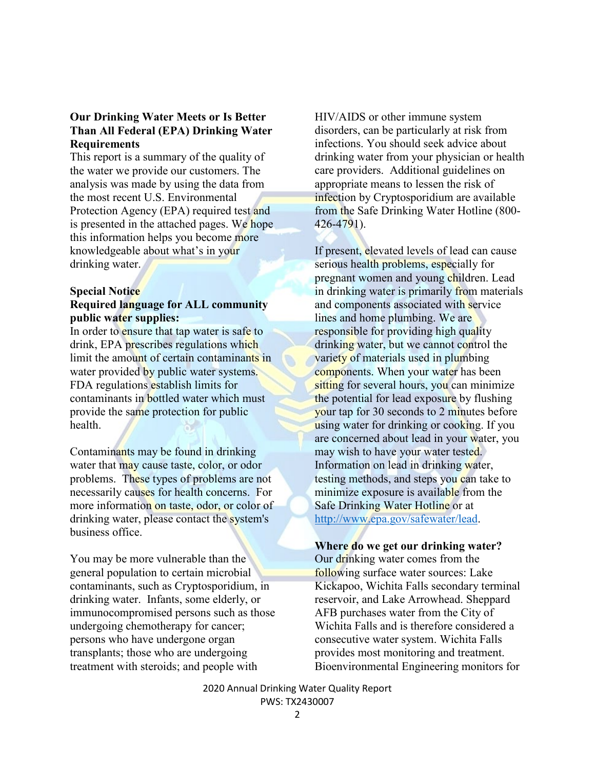**Our Drinking Water Meets or Is Better Than All Federal (EPA) Drinking Water Requirements**

This report is a summary of the quality of the water we provide our customers. The analysis was made by using the data from the most recent U.S. Environmental Protection Agency (EPA) required test and is presented in the attached pages. We hope this information helps you become more knowledgeable about what's in your drinking water.

**Special Notice**

**Required language for ALL community public water supplies:**

In order to ensure that tap water is safe to drink, EPA prescribes regulations which limit the amount of certain contaminants in water provided by public water systems. FDA regulations establish limits for contaminants in bottled water which must provide the same protection for public health.

Contaminants may be found in drinking water that may cause taste, color, or odor problems. These types of problems are not necessarily causes for health concerns. For more information on taste, odor, or color of drinking water, please contact the system's business office.

You may be more vulnerable than the general population to certain microbial contaminants, such as Cryptosporidium, in drinking water. Infants, some elderly, or immunocompromised persons such as those undergoing chemotherapy for cancer; persons who have undergone organ transplants; those who are undergoing treatment with steroids; and people with HIV/AIDS or other immune system disorders, can be particularly at risk from infections. You should seek advice about drinking water from your physician or health care providers. Additional guidelines on appropriate means to lessen the risk of infection by Cryptosporidium are available from the Safe Drinking Water Hotline (800-426-4791).

If present, elevated levels of lead can cause serious health problems, especially for pregnant women and young children. Lead in drinking water is primarily from materials and components associated with service lines and home plumbing. We are responsible for providing high quality drinking water, but we cannot control the variety of materials used in plumbing components. When your water has been sitting for several hours, you can minimize the potential for lead exposure by flushing your tap for 30 seconds to 2 minutes before using water for drinking or cooking. If you are concerned about lead in your water, you may wish to have your water tested. Information on lead in drinking water, testing methods, and steps you can take to minimize exposure is available from the Safe Drinking Water Hotline or at http://www.epa.gov/safewater/lead.

**Where do we get our drinking water?**

Our drinking water comes from the following surface water sources: Lake Kickapoo, Wichita Falls secondary terminal reservoir, and Lake Arrowhead. Sheppard AFB purchases water from the City of Wichita Falls and is therefore considered a consecutive water system. Wichita Falls provides most monitoring and treatment. Bioenvironmental Engineering monitors for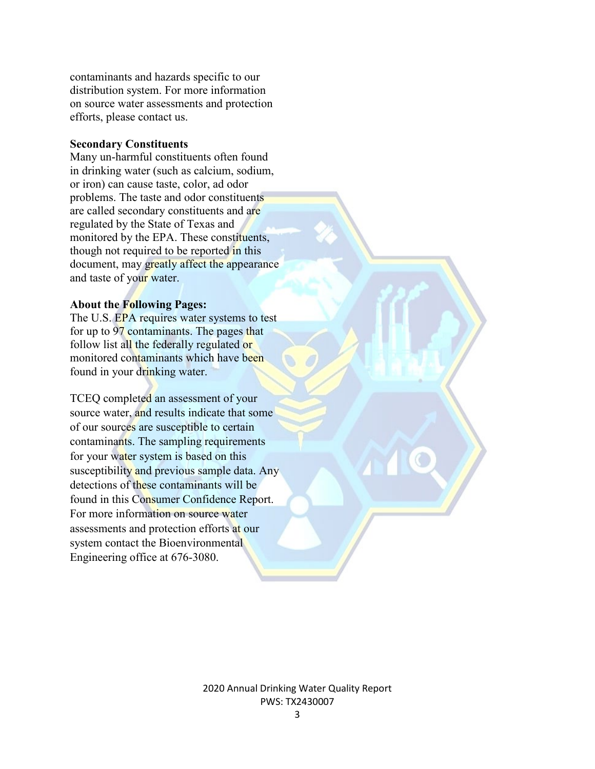contaminants and hazards specific to our distribution system. For more information on source water assessments and protection efforts, please contact us.

**Secondary Constituents**

Many un-harmful constituents often found in drinking water (such as calcium, sodium, or iron) can cause taste, color, ad odor problems. The taste and odor constituents are called secondary constituents and are regulated by the State of Texas and monitored by the EPA. These constituents, though not required to be reported in this document, may greatly affect the appearance and taste of your water.

**About the Following Pages:**

The U.S. EPA requires water systems to test for up to 97 contaminants. The pages that follow list all the federally regulated or monitored contaminants which have been found in your drinking water.

TCEQ completed an assessment of your source water, and results indicate that some of our sources are susceptible to certain contaminants. The sampling requirements for your water system is based on this susceptibility and previous sample data. Any detections of these contaminants will be found in this Consumer Confidence Report. For more information on source water assessments and protection efforts at our system contact the Bioenvironmental Engineering office at 676-3080.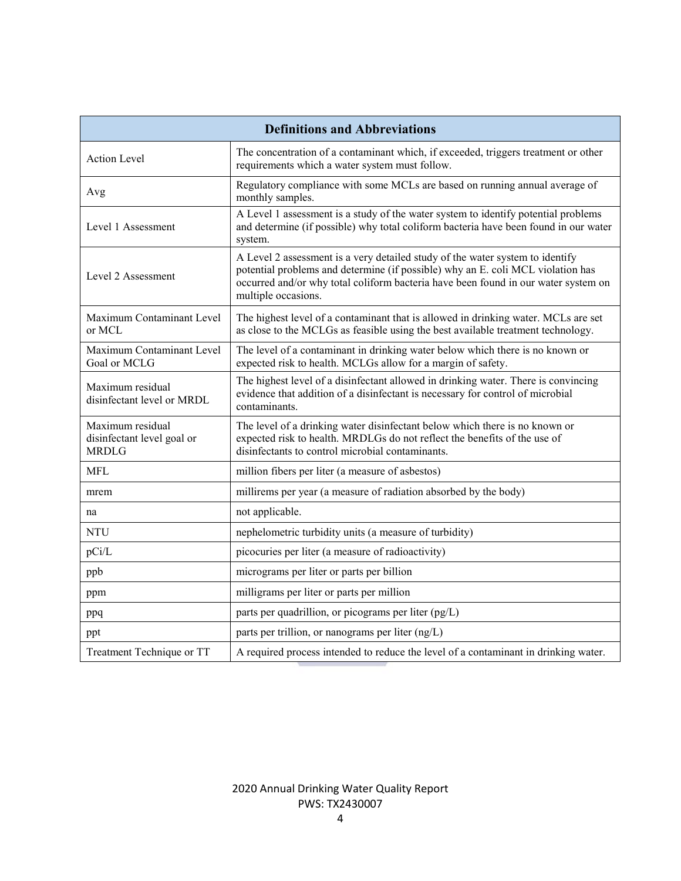| Definitions and Abbreviations | |
|---|---|
| Action Level | The concentration of a contaminant which, if exceeded, triggers treatment or other requirements which a water system must follow. |
| Avg | Regulatory compliance with some MCLs are based on running annual average of monthly samples. |
| Level 1 Assessment | A Level 1 assessment is a study of the water system to identify potential problems and determine (if possible) why total coliform bacteria have been found in our water system. |
| Level 2 Assessment | A Level 2 assessment is a very detailed study of the water system to identify potential problems and determine (if possible) why an E. coli MCL violation has occurred and/or why total coliform bacteria have been found in our water system on multiple occasions. |
| Maximum Contaminant Level or MCL | The highest level of a contaminant that is allowed in drinking water. MCLs are set as close to the MCLGs as feasible using the best available treatment technology. |
| Maximum Contaminant Level Goal or MCLG | The level of a contaminant in drinking water below which there is no known or expected risk to health. MCLGs allow for a margin of safety. |
| Maximum residual disinfectant level or MRDL | The highest level of a disinfectant allowed in drinking water. There is convincing evidence that addition of a disinfectant is necessary for control of microbial contaminants. |
| Maximum residual disinfectant level goal or MRDLG | The level of a drinking water disinfectant below which there is no known or expected risk to health. MRDLGs do not reflect the benefits of the use of disinfectants to control microbial contaminants. |
| MFL | million fibers per liter (a measure of asbestos) |
| mrem | millirems per year (a measure of radiation absorbed by the body) |
| na | not applicable. |
| NTU | nephelometric turbidity units (a measure of turbidity) |
| pCi/L | picocuries per liter (a measure of radioactivity) |
| ppb | micrograms per liter or parts per billion |
| ppm | milligrams per liter or parts per million |
| ppq | parts per quadrillion, or picograms per liter (pg/L) |
| ppt | parts per trillion, or nanograms per liter (ng/L) |
| Treatment Technique or TT | A required process intended to reduce the level of a contaminant in drinking water. |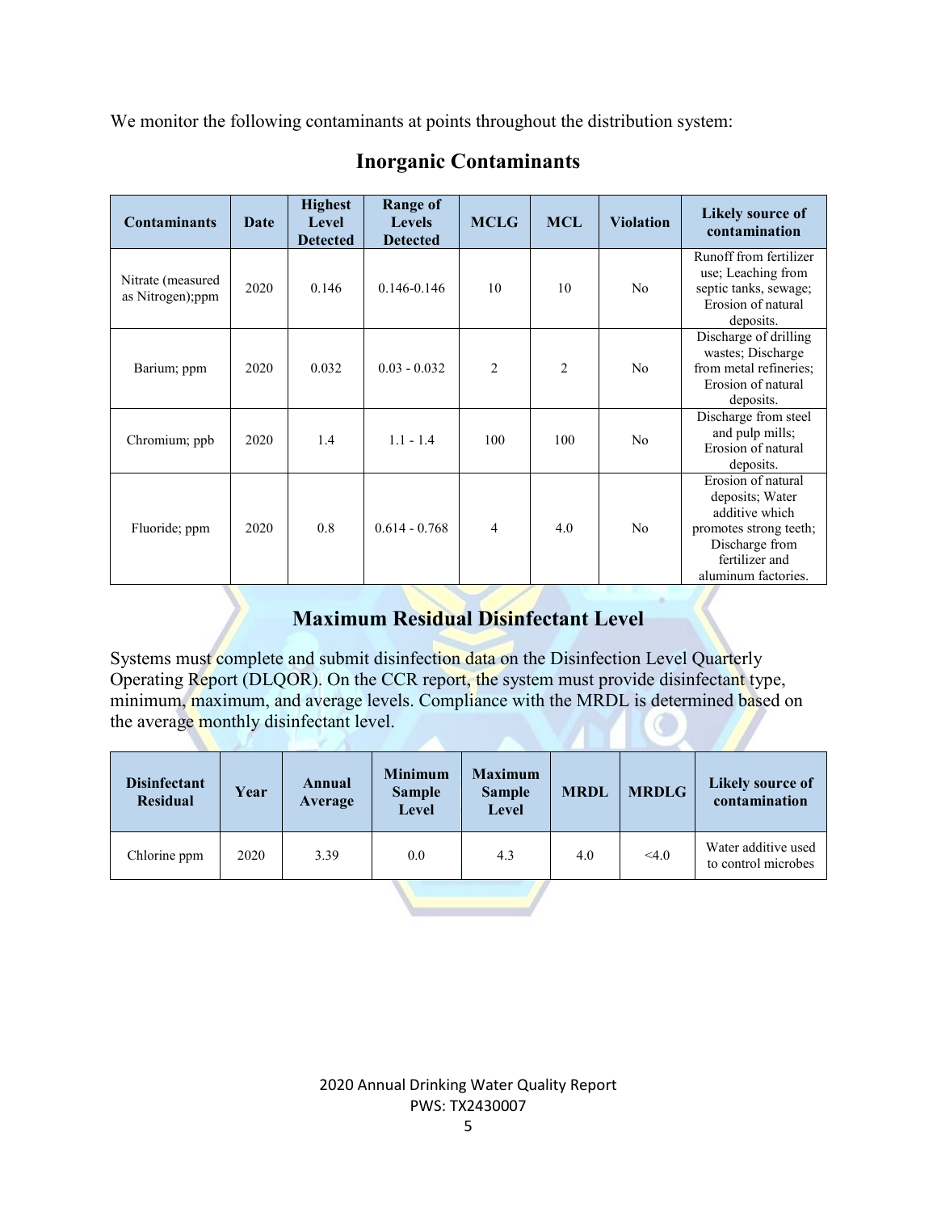We monitor the following contaminants at points throughout the distribution system:

## Inorganic Contaminants

| Contaminants | Date | Highest Level Detected | Range of Levels Detected | MCLG | MCL | Violation | Likely source of contamination |
|---|---|---|---|---|---|---|---|
| Nitrate (measured as Nitrogen);ppm | 2020 | 0.146 | 0.146-0.146 | 10 | 10 | No | Runoff from fertilizer use; Leaching from septic tanks, sewage; Erosion of natural deposits. |
| Barium; ppm | 2020 | 0.032 | 0.03 - 0.032 | 2 | 2 | No | Discharge of drilling wastes; Discharge from metal refineries; Erosion of natural deposits. |
| Chromium; ppb | 2020 | 1.4 | 1.1 - 1.4 | 100 | 100 | No | Discharge from steel and pulp mills; Erosion of natural deposits. |
| Fluoride; ppm | 2020 | 0.8 | 0.614 - 0.768 | 4 | 4.0 | No | Erosion of natural deposits; Water additive which promotes strong teeth; Discharge from fertilizer and aluminum factories. |

## Maximum Residual Disinfectant Level

Systems must complete and submit disinfection data on the Disinfection Level Quarterly Operating Report (DLQOR). On the CCR report, the system must provide disinfectant type, minimum, maximum, and average levels. Compliance with the MRDL is determined based on the average monthly disinfectant level.

| Disinfectant Residual | Year | Annual Average | Minimum Sample Level | Maximum Sample Level | MRDL | MRDLG | Likely source of contamination |
|---|---|---|---|---|---|---|---|
| Chlorine ppm | 2020 | 3.39 | 0.0 | 4.3 | 4.0 | <4.0 | Water additive used to control microbes |

2020 Annual Drinking Water Quality Report
PWS: TX2430007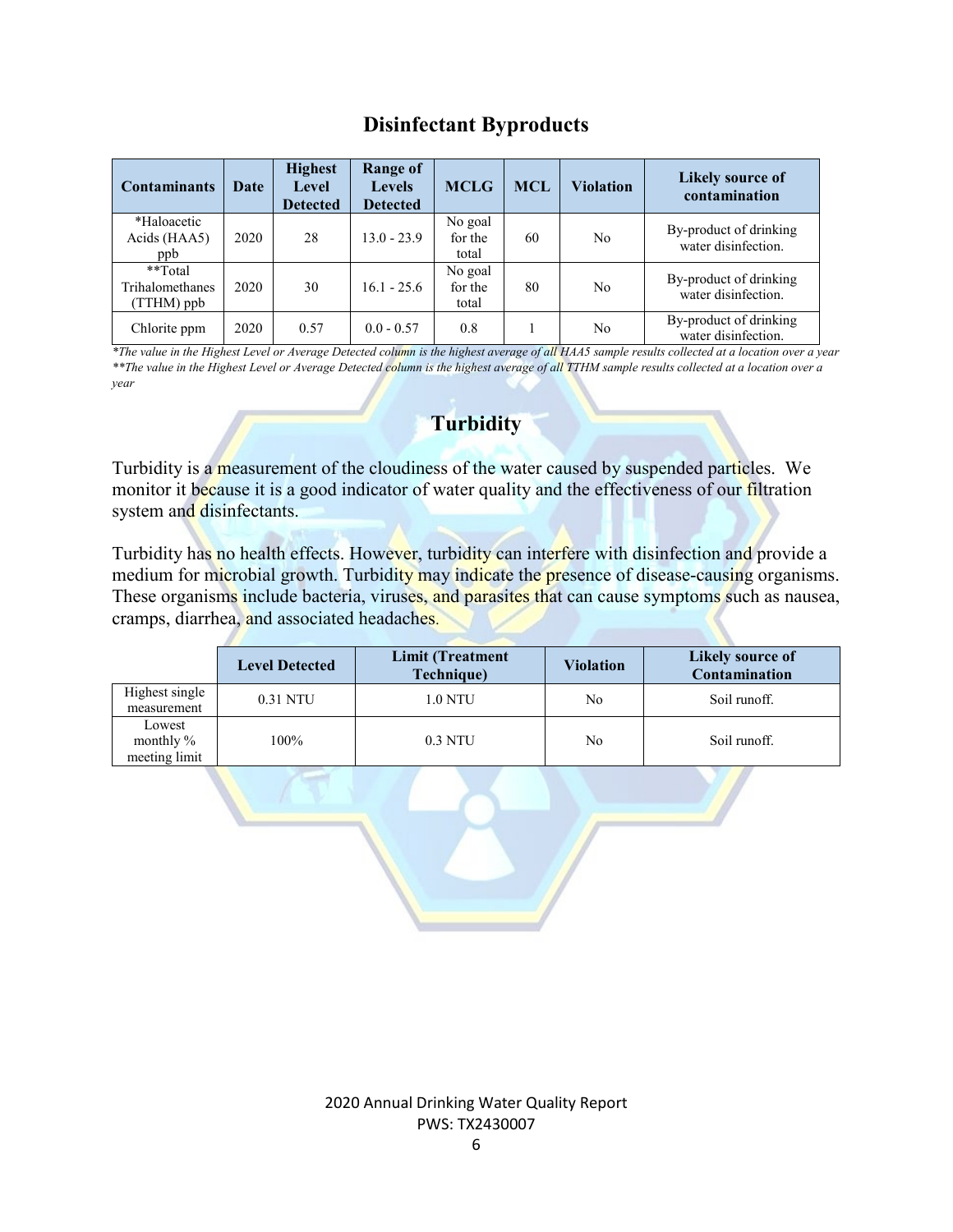## Disinfectant Byproducts

| Contaminants | Date | Highest Level Detected | Range of Levels Detected | MCLG | MCL | Violation | Likely source of contamination |
|---|---|---|---|---|---|---|---|
| *Haloacetic Acids (HAA5) ppb | 2020 | 28 | 13.0 - 23.9 | No goal for the total | 60 | No | By-product of drinking water disinfection. |
| **Total Trihalomethanes (TTHM) ppb | 2020 | 30 | 16.1 - 25.6 | No goal for the total | 80 | No | By-product of drinking water disinfection. |
| Chlorite ppm | 2020 | 0.57 | 0.0 - 0.57 | 0.8 | 1 | No | By-product of drinking water disinfection. |

*\*The value in the Highest Level or Average Detected column is the highest average of all HAA5 sample results collected at a location over a year*

*\*\*The value in the Highest Level or Average Detected column is the highest average of all TTHM sample results collected at a location over a year*

## Turbidity

Turbidity is a measurement of the cloudiness of the water caused by suspended particles. We monitor it because it is a good indicator of water quality and the effectiveness of our filtration system and disinfectants.

Turbidity has no health effects. However, turbidity can interfere with disinfection and provide a medium for microbial growth. Turbidity may indicate the presence of disease-causing organisms. These organisms include bacteria, viruses, and parasites that can cause symptoms such as nausea, cramps, diarrhea, and associated headaches.

| | Level Detected | Limit (Treatment Technique) | Violation | Likely source of Contamination |
|---|---|---|---|---|
| Highest single measurement | 0.31 NTU | 1.0 NTU | No | Soil runoff. |
| Lowest monthly % meeting limit | 100% | 0.3 NTU | No | Soil runoff. |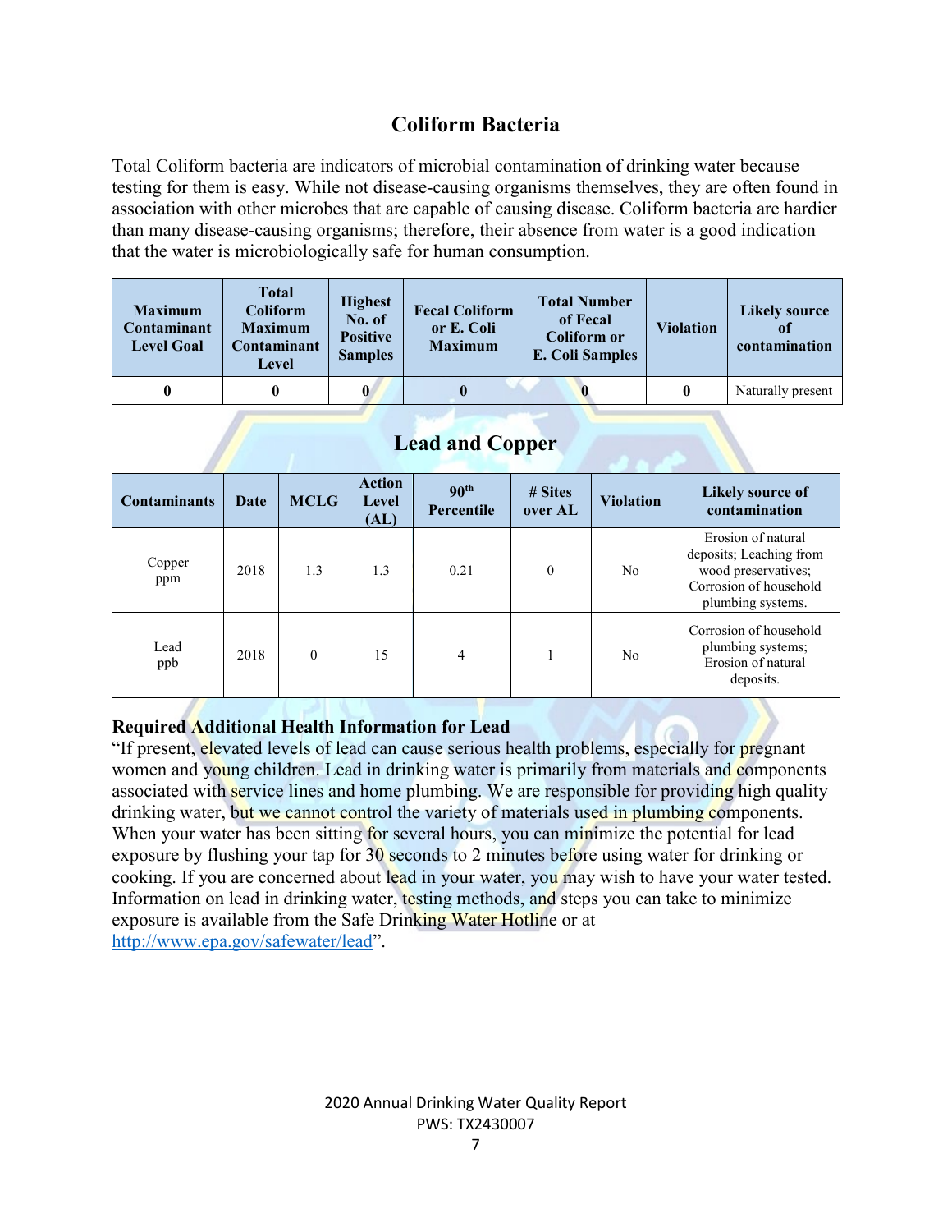## Coliform Bacteria

Total Coliform bacteria are indicators of microbial contamination of drinking water because testing for them is easy. While not disease-causing organisms themselves, they are often found in association with other microbes that are capable of causing disease. Coliform bacteria are hardier than many disease-causing organisms; therefore, their absence from water is a good indication that the water is microbiologically safe for human consumption.

| Maximum Contaminant Level Goal | Total Coliform Maximum Contaminant Level | Highest No. of Positive Samples | Fecal Coliform or E. Coli Maximum | Total Number of Fecal Coliform or E. Coli Samples | Violation | Likely source of contamination |
|---|---|---|---|---|---|---|
| **0** | **0** | **0** | **0** | **0** | **0** | Naturally present |

## Lead and Copper

| Contaminants | Date | MCLG | Action Level (AL) | 90th Percentile | # Sites over AL | Violation | Likely source of contamination |
|---|---|---|---|---|---|---|---|
| Copper ppm | 2018 | 1.3 | 1.3 | 0.21 | 0 | No | Erosion of natural deposits; Leaching from wood preservatives; Corrosion of household plumbing systems. |
| Lead ppb | 2018 | 0 | 15 | 4 | 1 | No | Corrosion of household plumbing systems; Erosion of natural deposits. |

**Required Additional Health Information for Lead**

"If present, elevated levels of lead can cause serious health problems, especially for pregnant women and young children. Lead in drinking water is primarily from materials and components associated with service lines and home plumbing. We are responsible for providing high quality drinking water, but we cannot control the variety of materials used in plumbing components. When your water has been sitting for several hours, you can minimize the potential for lead exposure by flushing your tap for 30 seconds to 2 minutes before using water for drinking or cooking. If you are concerned about lead in your water, you may wish to have your water tested. Information on lead in drinking water, testing methods, and steps you can take to minimize exposure is available from the Safe Drinking Water Hotline or at http://www.epa.gov/safewater/lead".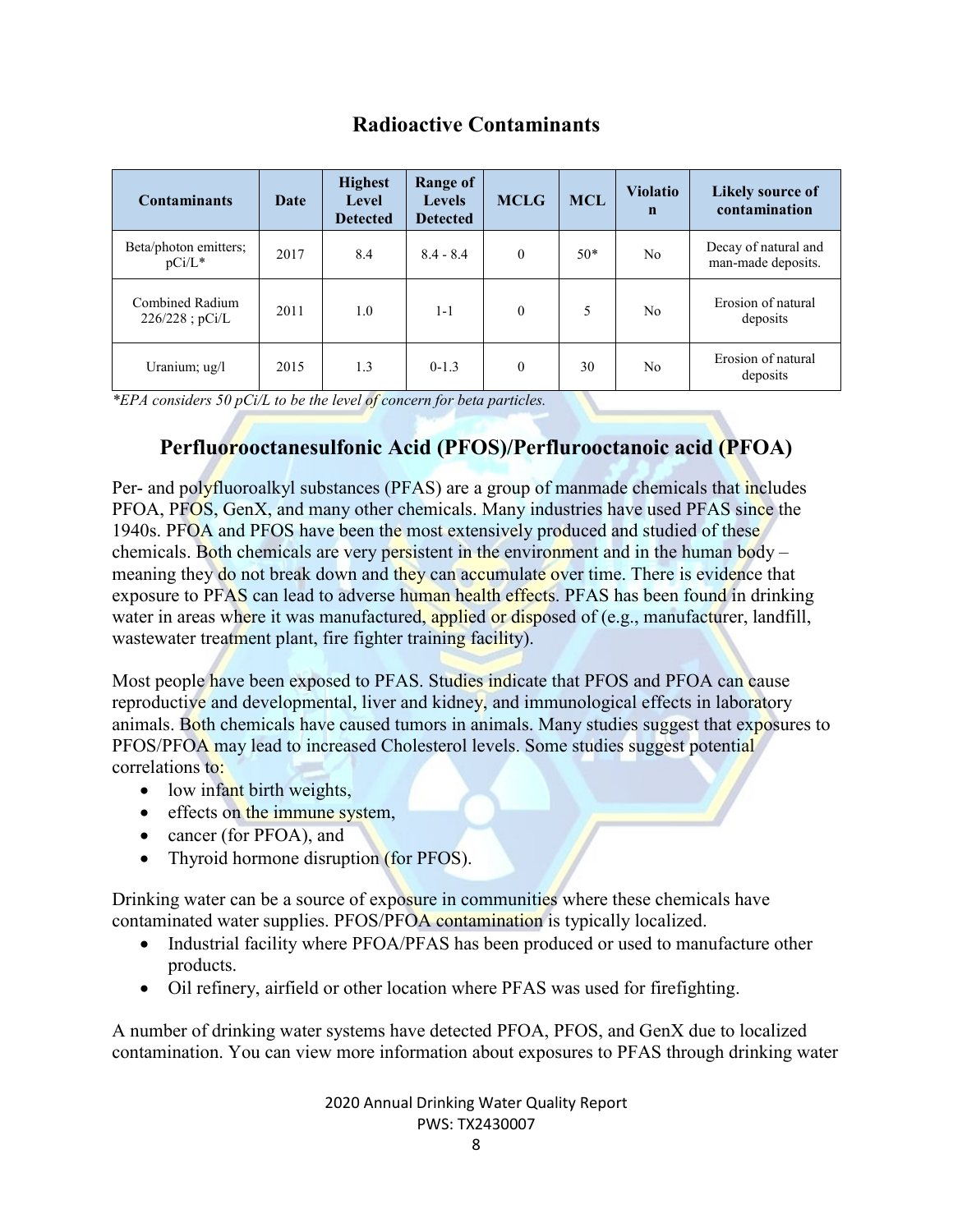## Radioactive Contaminants

| Contaminants | Date | Highest Level Detected | Range of Levels Detected | MCLG | MCL | Violation | Likely source of contamination |
|---|---|---|---|---|---|---|---|
| Beta/photon emitters; pCi/L* | 2017 | 8.4 | 8.4 - 8.4 | 0 | 50* | No | Decay of natural and man-made deposits. |
| Combined Radium 226/228 ; pCi/L | 2011 | 1.0 | 1-1 | 0 | 5 | No | Erosion of natural deposits |
| Uranium; ug/l | 2015 | 1.3 | 0-1.3 | 0 | 30 | No | Erosion of natural deposits |

*\*EPA considers 50 pCi/L to be the level of concern for beta particles.*

## Perfluorooctanesulfonic Acid (PFOS)/Perflurooctanoic acid (PFOA)

Per- and polyfluoroalkyl substances (PFAS) are a group of manmade chemicals that includes PFOA, PFOS, GenX, and many other chemicals. Many industries have used PFAS since the 1940s. PFOA and PFOS have been the most extensively produced and studied of these chemicals. Both chemicals are very persistent in the environment and in the human body – meaning they do not break down and they can accumulate over time. There is evidence that exposure to PFAS can lead to adverse human health effects. PFAS has been found in drinking water in areas where it was manufactured, applied or disposed of (e.g., manufacturer, landfill, wastewater treatment plant, fire fighter training facility).

Most people have been exposed to PFAS. Studies indicate that PFOS and PFOA can cause reproductive and developmental, liver and kidney, and immunological effects in laboratory animals. Both chemicals have caused tumors in animals. Many studies suggest that exposures to PFOS/PFOA may lead to increased Cholesterol levels. Some studies suggest potential correlations to:

- low infant birth weights,
- effects on the immune system,
- cancer (for PFOA), and
- Thyroid hormone disruption (for PFOS).

Drinking water can be a source of exposure in communities where these chemicals have contaminated water supplies. PFOS/PFOA contamination is typically localized.

- Industrial facility where PFOA/PFAS has been produced or used to manufacture other products.
- Oil refinery, airfield or other location where PFAS was used for firefighting.

A number of drinking water systems have detected PFOA, PFOS, and GenX due to localized contamination. You can view more information about exposures to PFAS through drinking water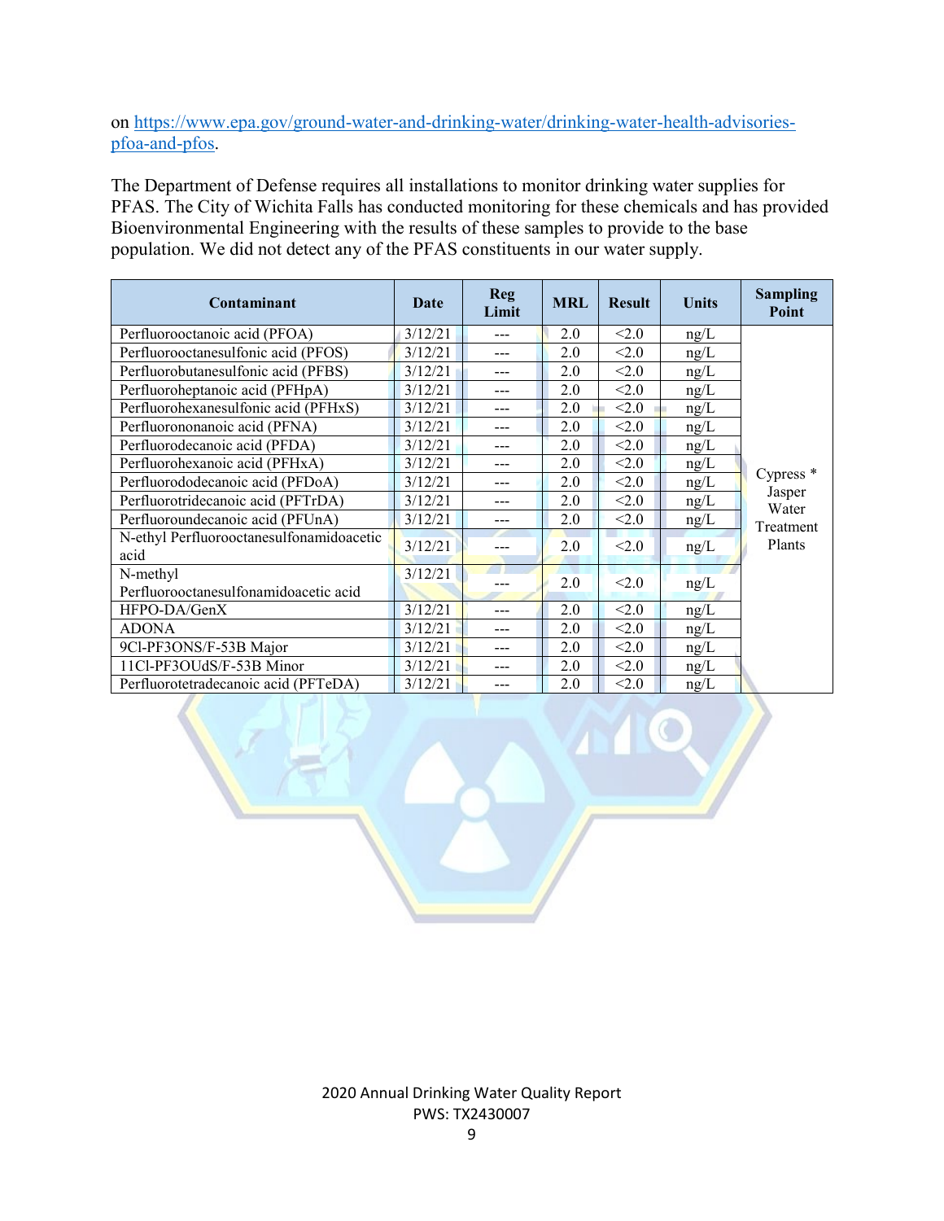on [https://www.epa.gov/ground-water-and-drinking-water/drinking-water-health-advisories-pfoa-and-pfos](https://www.epa.gov/ground-water-and-drinking-water/drinking-water-health-advisories-pfoa-and-pfos).

The Department of Defense requires all installations to monitor drinking water supplies for PFAS. The City of Wichita Falls has conducted monitoring for these chemicals and has provided Bioenvironmental Engineering with the results of these samples to provide to the base population. We did not detect any of the PFAS constituents in our water supply.

| Contaminant | Date | Reg Limit | MRL | Result | Units | Sampling Point |
|---|---|---|---|---|---|---|
| Perfluorooctanoic acid (PFOA) | 3/12/21 | --- | 2.0 | <2.0 | ng/L | Cypress * Jasper Water Treatment Plants |
| Perfluorooctanesulfonic acid (PFOS) | 3/12/21 | --- | 2.0 | <2.0 | ng/L | |
| Perfluorobutanesulfonic acid (PFBS) | 3/12/21 | --- | 2.0 | <2.0 | ng/L | |
| Perfluoroheptanoic acid (PFHpA) | 3/12/21 | --- | 2.0 | <2.0 | ng/L | |
| Perfluorohexanesulfonic acid (PFHxS) | 3/12/21 | --- | 2.0 | <2.0 | ng/L | |
| Perfluorononanoic acid (PFNA) | 3/12/21 | --- | 2.0 | <2.0 | ng/L | |
| Perfluorodecanoic acid (PFDA) | 3/12/21 | --- | 2.0 | <2.0 | ng/L | |
| Perfluorohexanoic acid (PFHxA) | 3/12/21 | --- | 2.0 | <2.0 | ng/L | |
| Perfluorododecanoic acid (PFDoA) | 3/12/21 | --- | 2.0 | <2.0 | ng/L | |
| Perfluorotridecanoic acid (PFTrDA) | 3/12/21 | --- | 2.0 | <2.0 | ng/L | |
| Perfluoroundecanoic acid (PFUnA) | 3/12/21 | --- | 2.0 | <2.0 | ng/L | |
| N-ethyl Perfluorooctanesulfonamidoacetic acid | 3/12/21 | --- | 2.0 | <2.0 | ng/L | |
| N-methyl Perfluorooctanesulfonamidoacetic acid | 3/12/21 | --- | 2.0 | <2.0 | ng/L | |
| HFPO-DA/GenX | 3/12/21 | --- | 2.0 | <2.0 | ng/L | |
| ADONA | 3/12/21 | --- | 2.0 | <2.0 | ng/L | |
| 9Cl-PF3ONS/F-53B Major | 3/12/21 | --- | 2.0 | <2.0 | ng/L | |
| 11Cl-PF3OUdS/F-53B Minor | 3/12/21 | --- | 2.0 | <2.0 | ng/L | |
| Perfluorotetradecanoic acid (PFTeDA) | 3/12/21 | --- | 2.0 | <2.0 | ng/L | |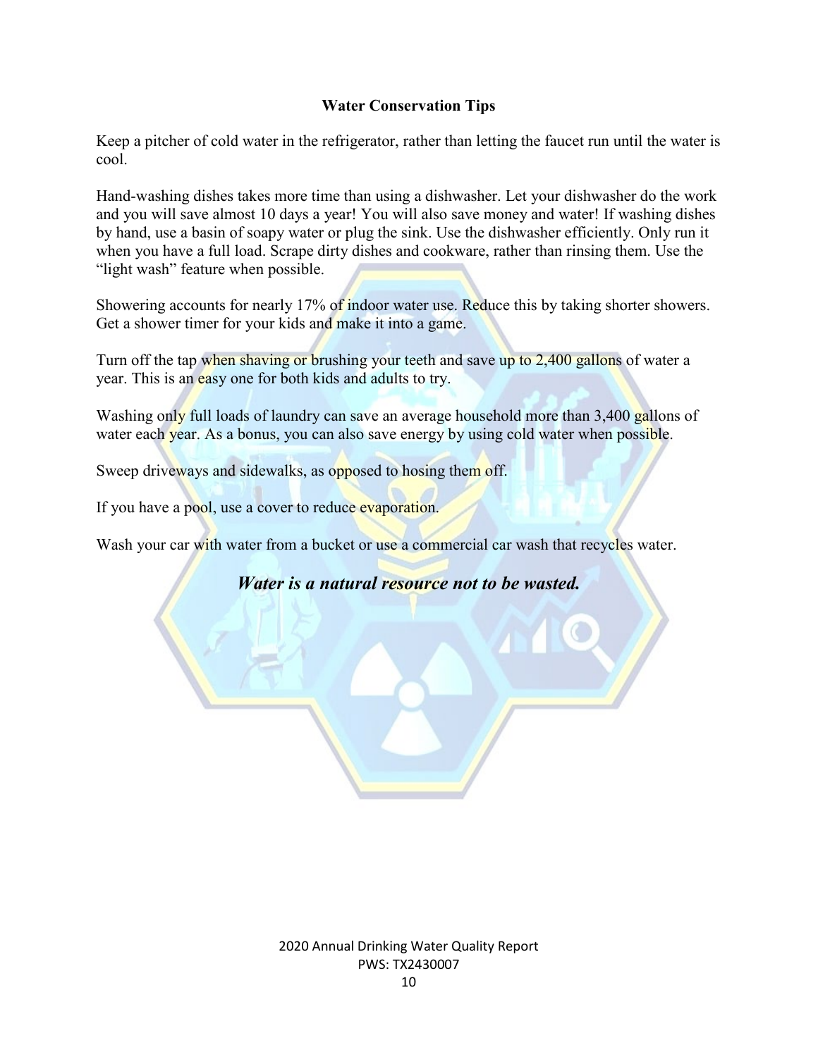## Water Conservation Tips

Keep a pitcher of cold water in the refrigerator, rather than letting the faucet run until the water is cool.

Hand-washing dishes takes more time than using a dishwasher. Let your dishwasher do the work and you will save almost 10 days a year! You will also save money and water! If washing dishes by hand, use a basin of soapy water or plug the sink. Use the dishwasher efficiently. Only run it when you have a full load. Scrape dirty dishes and cookware, rather than rinsing them. Use the "light wash" feature when possible.

Showering accounts for nearly 17% of indoor water use. Reduce this by taking shorter showers. Get a shower timer for your kids and make it into a game.

Turn off the tap when shaving or brushing your teeth and save up to 2,400 gallons of water a year. This is an easy one for both kids and adults to try.

Washing only full loads of laundry can save an average household more than 3,400 gallons of water each year. As a bonus, you can also save energy by using cold water when possible.

Sweep driveways and sidewalks, as opposed to hosing them off.

If you have a pool, use a cover to reduce evaporation.

Wash your car with water from a bucket or use a commercial car wash that recycles water.

***Water is a natural resource not to be wasted.***